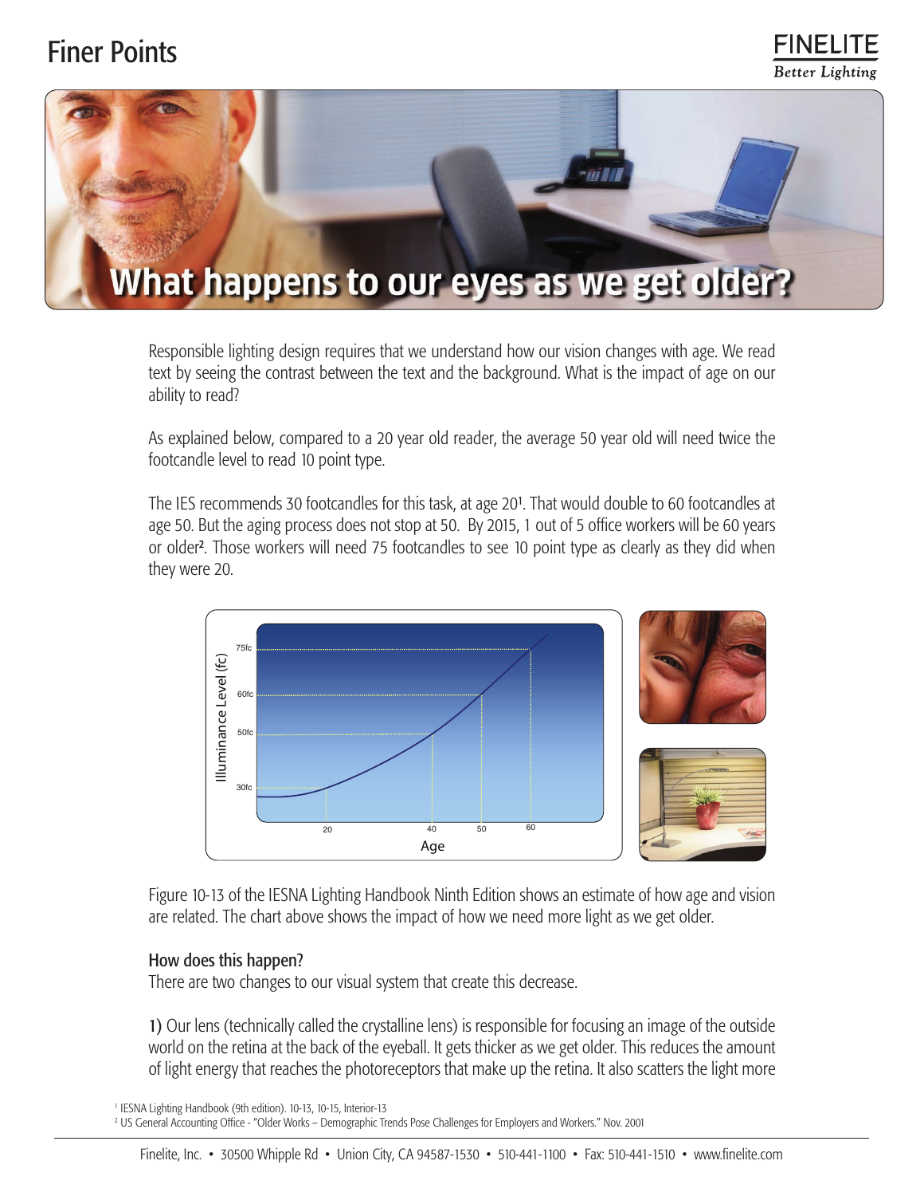# Finer Points

FINELITE
*Better Lighting*

## What happens to our eyes as we get older?

Responsible lighting design requires that we understand how our vision changes with age. We read text by seeing the contrast between the text and the background. What is the impact of age on our ability to read?

As explained below, compared to a 20 year old reader, the average 50 year old will need twice the footcandle level to read 10 point type.

The IES recommends 30 footcandles for this task, at age 20[1]. That would double to 60 footcandles at age 50. But the aging process does not stop at 50. By 2015, 1 out of 5 office workers will be 60 years or older[2]. Those workers will need 75 footcandles to see 10 point type as clearly as they did when they were 20.

Figure 10-13 of the IESNA Lighting Handbook Ninth Edition shows an estimate of how age and vision are related. The chart above shows the impact of how we need more light as we get older.

### How does this happen?

There are two changes to our visual system that create this decrease.

1) Our lens (technically called the crystalline lens) is responsible for focusing an image of the outside world on the retina at the back of the eyeball. It gets thicker as we get older. This reduces the amount of light energy that reaches the photoreceptors that make up the retina. It also scatters the light more

[1] IESNA Lighting Handbook (9th edition). 10-13, 10-15, Interior-13

[2] US General Accounting Office - "Older Works – Demographic Trends Pose Challenges for Employers and Workers." Nov. 2001

Finelite, Inc. • 30500 Whipple Rd • Union City, CA 94587-1530 • 510-441-1100 • Fax: 510-441-1510 • www.finelite.com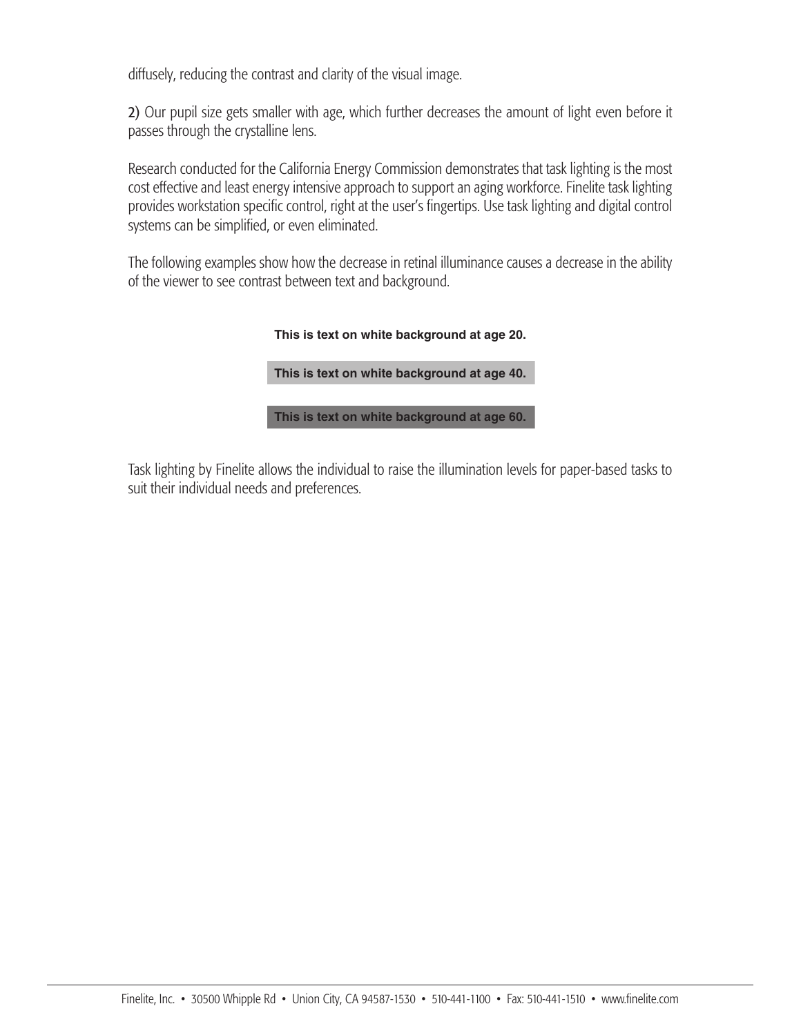diffusely, reducing the contrast and clarity of the visual image.

2) Our pupil size gets smaller with age, which further decreases the amount of light even before it passes through the crystalline lens.

Research conducted for the California Energy Commission demonstrates that task lighting is the most cost effective and least energy intensive approach to support an aging workforce. Finelite task lighting provides workstation specific control, right at the user's fingertips. Use task lighting and digital control systems can be simplified, or even eliminated.

The following examples show how the decrease in retinal illuminance causes a decrease in the ability of the viewer to see contrast between text and background.

**This is text on white background at age 20.**

**This is text on white background at age 40.**

**This is text on white background at age 60.**

Task lighting by Finelite allows the individual to raise the illumination levels for paper-based tasks to suit their individual needs and preferences.